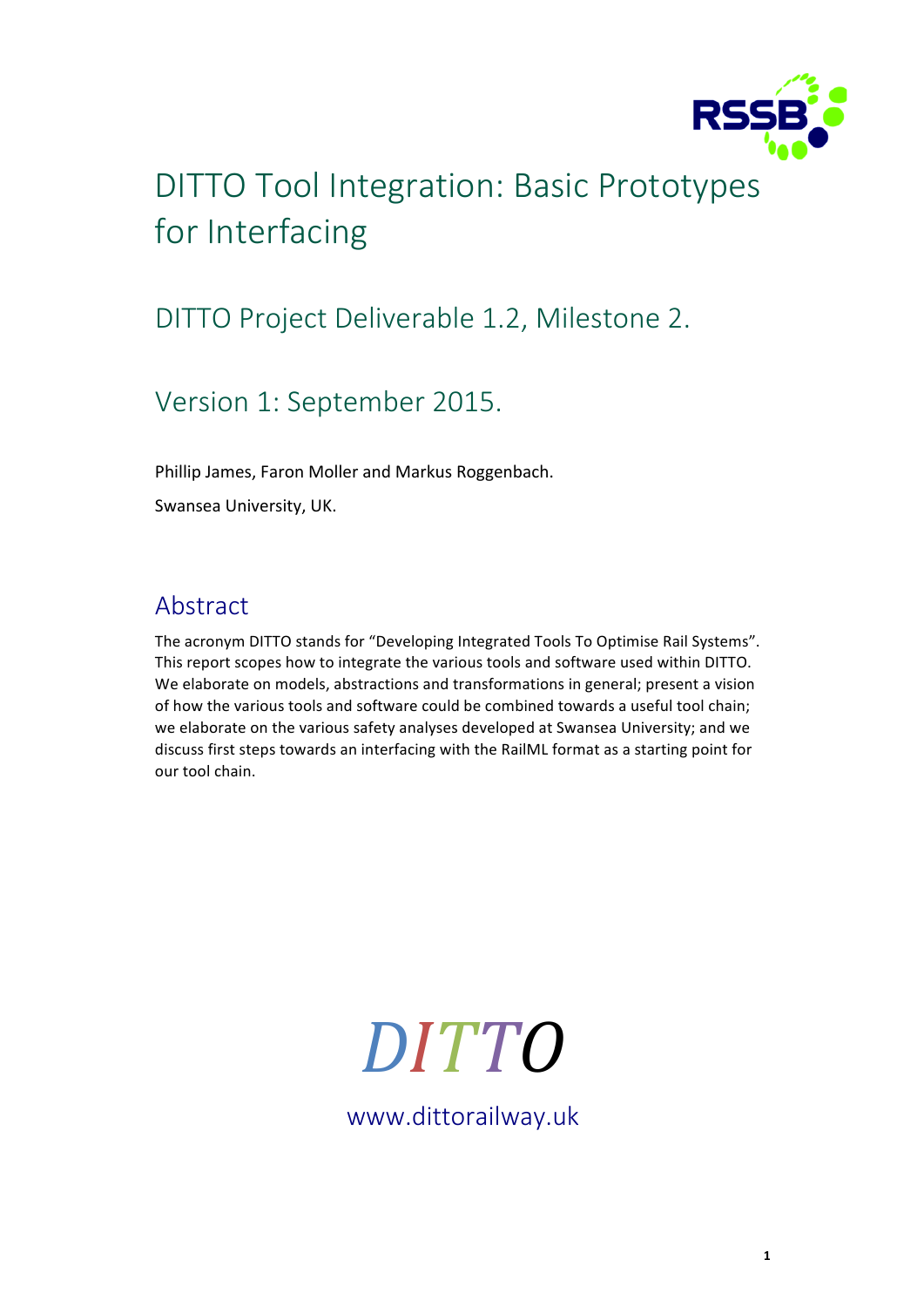# DITTO Tool Integration: Basic Prototypes for Interfacing

## DITTO Project Deliverable 1.2, Milestone 2.

## Version 1: September 2015.

Phillip James, Faron Moller and Markus Roggenbach.

Swansea University, UK.

## Abstract

The acronym DITTO stands for "Developing Integrated Tools To Optimise Rail Systems". This report scopes how to integrate the various tools and software used within DITTO. We elaborate on models, abstractions and transformations in general; present a vision of how the various tools and software could be combined towards a useful tool chain; we elaborate on the various safety analyses developed at Swansea University; and we discuss first steps towards an interfacing with the RailML format as a starting point for our tool chain.

*DITTO*

www.dittorailway.uk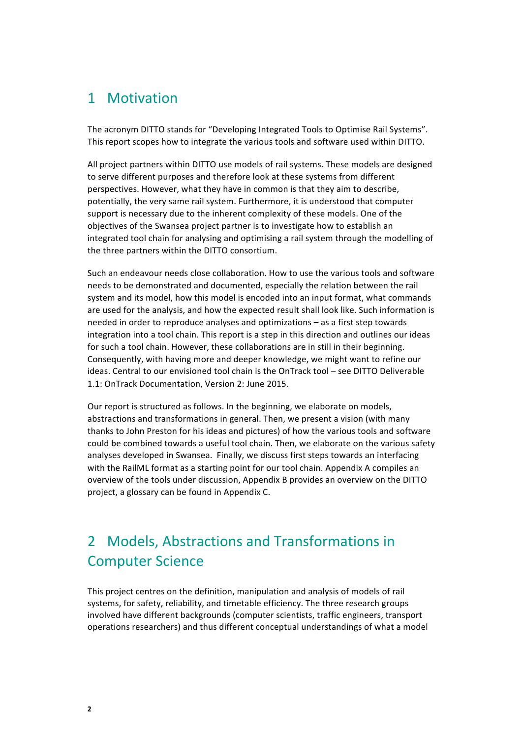# 1 Motivation

The acronym DITTO stands for "Developing Integrated Tools to Optimise Rail Systems". This report scopes how to integrate the various tools and software used within DITTO.

All project partners within DITTO use models of rail systems. These models are designed to serve different purposes and therefore look at these systems from different perspectives. However, what they have in common is that they aim to describe, potentially, the very same rail system. Furthermore, it is understood that computer support is necessary due to the inherent complexity of these models. One of the objectives of the Swansea project partner is to investigate how to establish an integrated tool chain for analysing and optimising a rail system through the modelling of the three partners within the DITTO consortium.

Such an endeavour needs close collaboration. How to use the various tools and software needs to be demonstrated and documented, especially the relation between the rail system and its model, how this model is encoded into an input format, what commands are used for the analysis, and how the expected result shall look like. Such information is needed in order to reproduce analyses and optimizations – as a first step towards integration into a tool chain. This report is a step in this direction and outlines our ideas for such a tool chain. However, these collaborations are in still in their beginning. Consequently, with having more and deeper knowledge, we might want to refine our ideas. Central to our envisioned tool chain is the OnTrack tool – see DITTO Deliverable 1.1: OnTrack Documentation, Version 2: June 2015.

Our report is structured as follows. In the beginning, we elaborate on models, abstractions and transformations in general. Then, we present a vision (with many thanks to John Preston for his ideas and pictures) of how the various tools and software could be combined towards a useful tool chain. Then, we elaborate on the various safety analyses developed in Swansea. Finally, we discuss first steps towards an interfacing with the RailML format as a starting point for our tool chain. Appendix A compiles an overview of the tools under discussion, Appendix B provides an overview on the DITTO project, a glossary can be found in Appendix C.

# 2 Models, Abstractions and Transformations in Computer Science

This project centres on the definition, manipulation and analysis of models of rail systems, for safety, reliability, and timetable efficiency. The three research groups involved have different backgrounds (computer scientists, traffic engineers, transport operations researchers) and thus different conceptual understandings of what a model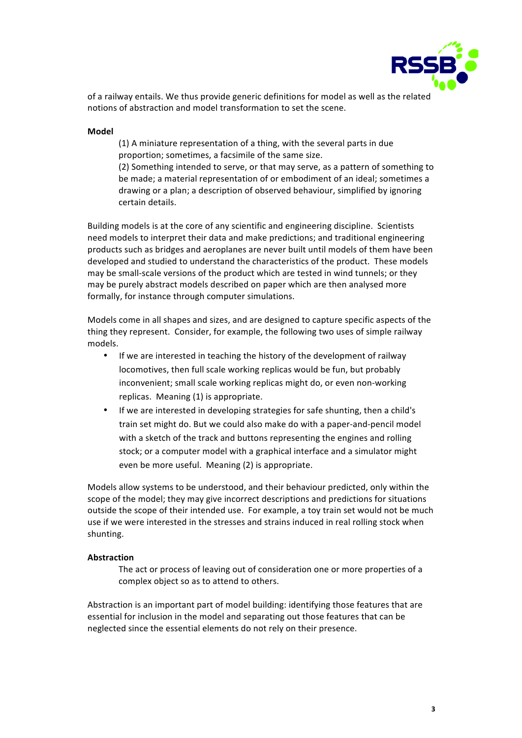of a railway entails. We thus provide generic definitions for model as well as the related notions of abstraction and model transformation to set the scene.

**Model**

> (1) A miniature representation of a thing, with the several parts in due proportion; sometimes, a facsimile of the same size.
> (2) Something intended to serve, or that may serve, as a pattern of something to be made; a material representation of or embodiment of an ideal; sometimes a drawing or a plan; a description of observed behaviour, simplified by ignoring certain details.

Building models is at the core of any scientific and engineering discipline. Scientists need models to interpret their data and make predictions; and traditional engineering products such as bridges and aeroplanes are never built until models of them have been developed and studied to understand the characteristics of the product. These models may be small-scale versions of the product which are tested in wind tunnels; or they may be purely abstract models described on paper which are then analysed more formally, for instance through computer simulations.

Models come in all shapes and sizes, and are designed to capture specific aspects of the thing they represent. Consider, for example, the following two uses of simple railway models.

- If we are interested in teaching the history of the development of railway locomotives, then full scale working replicas would be fun, but probably inconvenient; small scale working replicas might do, or even non-working replicas. Meaning (1) is appropriate.
- If we are interested in developing strategies for safe shunting, then a child's train set might do. But we could also make do with a paper-and-pencil model with a sketch of the track and buttons representing the engines and rolling stock; or a computer model with a graphical interface and a simulator might even be more useful. Meaning (2) is appropriate.

Models allow systems to be understood, and their behaviour predicted, only within the scope of the model; they may give incorrect descriptions and predictions for situations outside the scope of their intended use. For example, a toy train set would not be much use if we were interested in the stresses and strains induced in real rolling stock when shunting.

**Abstraction**

> The act or process of leaving out of consideration one or more properties of a complex object so as to attend to others.

Abstraction is an important part of model building: identifying those features that are essential for inclusion in the model and separating out those features that can be neglected since the essential elements do not rely on their presence.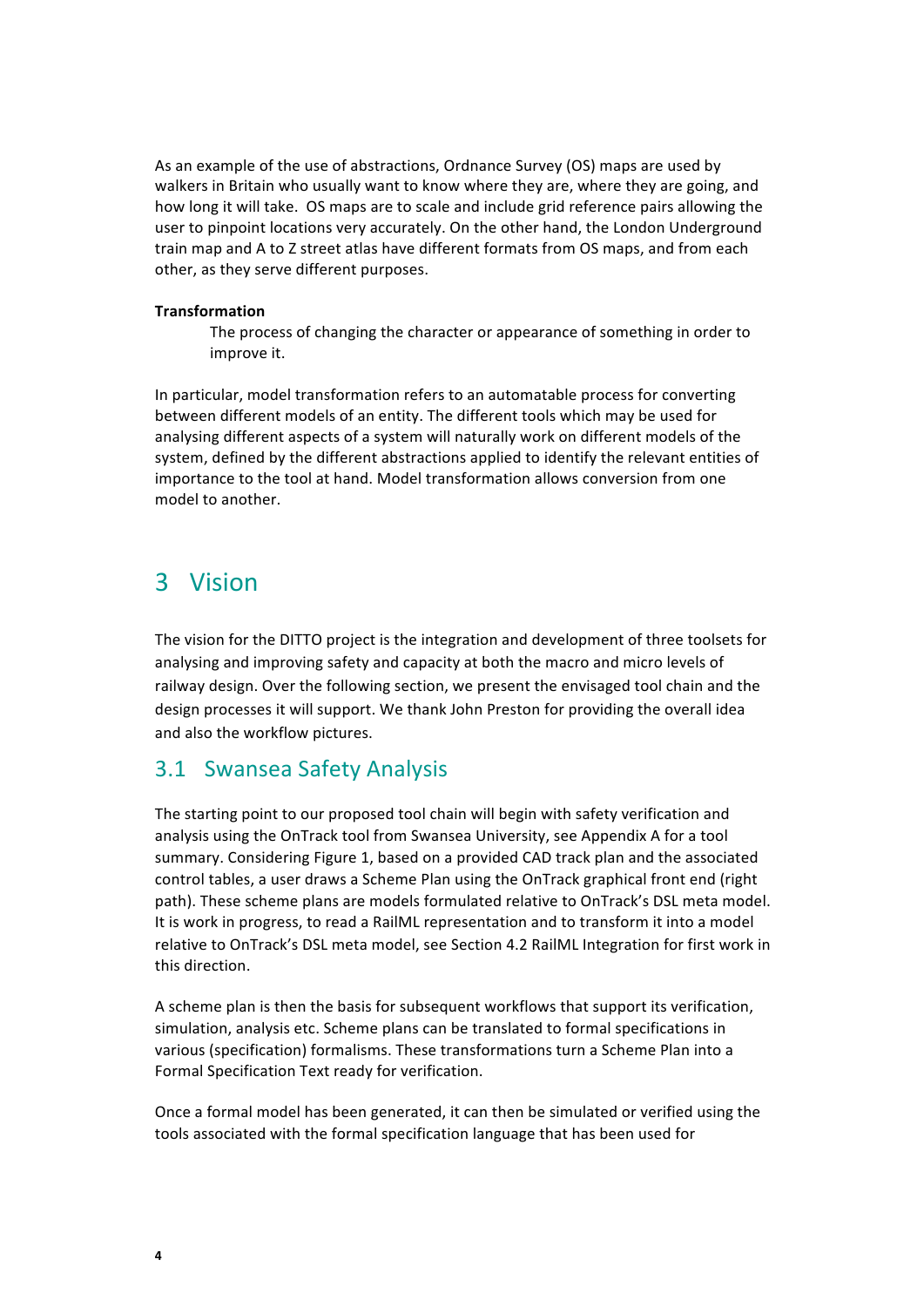As an example of the use of abstractions, Ordnance Survey (OS) maps are used by walkers in Britain who usually want to know where they are, where they are going, and how long it will take. OS maps are to scale and include grid reference pairs allowing the user to pinpoint locations very accurately. On the other hand, the London Underground train map and A to Z street atlas have different formats from OS maps, and from each other, as they serve different purposes.

**Transformation**

> The process of changing the character or appearance of something in order to improve it.

In particular, model transformation refers to an automatable process for converting between different models of an entity. The different tools which may be used for analysing different aspects of a system will naturally work on different models of the system, defined by the different abstractions applied to identify the relevant entities of importance to the tool at hand. Model transformation allows conversion from one model to another.

# 3 Vision

The vision for the DITTO project is the integration and development of three toolsets for analysing and improving safety and capacity at both the macro and micro levels of railway design. Over the following section, we present the envisaged tool chain and the design processes it will support. We thank John Preston for providing the overall idea and also the workflow pictures.

## 3.1 Swansea Safety Analysis

The starting point to our proposed tool chain will begin with safety verification and analysis using the OnTrack tool from Swansea University, see Appendix A for a tool summary. Considering Figure 1, based on a provided CAD track plan and the associated control tables, a user draws a Scheme Plan using the OnTrack graphical front end (right path). These scheme plans are models formulated relative to OnTrack's DSL meta model. It is work in progress, to read a RailML representation and to transform it into a model relative to OnTrack's DSL meta model, see Section 4.2 RailML Integration for first work in this direction.

A scheme plan is then the basis for subsequent workflows that support its verification, simulation, analysis etc. Scheme plans can be translated to formal specifications in various (specification) formalisms. These transformations turn a Scheme Plan into a Formal Specification Text ready for verification.

Once a formal model has been generated, it can then be simulated or verified using the tools associated with the formal specification language that has been used for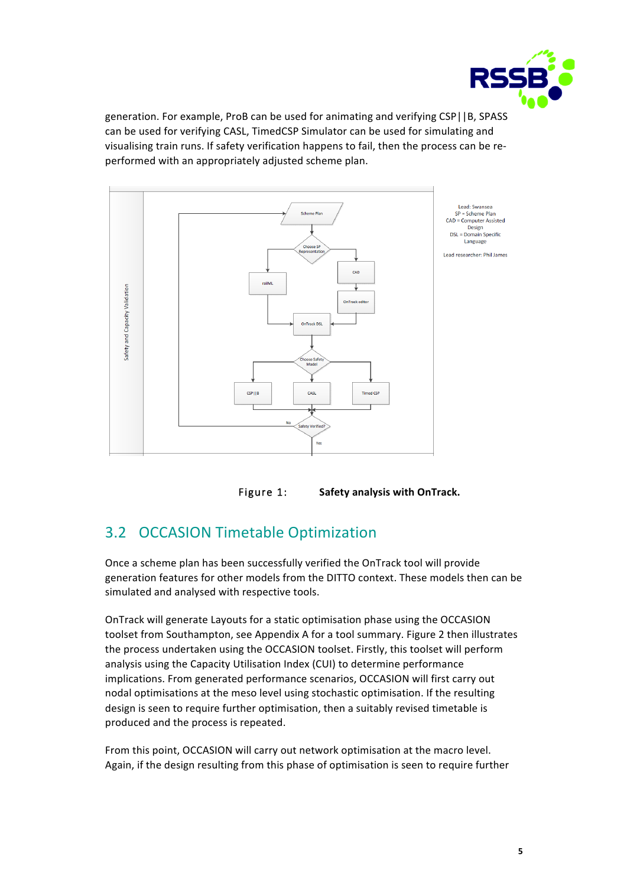generation. For example, ProB can be used for animating and verifying CSP||B, SPASS can be used for verifying CASL, TimedCSP Simulator can be used for simulating and visualising train runs. If safety verification happens to fail, then the process can be re-performed with an appropriately adjusted scheme plan.

Figure 1: **Safety analysis with OnTrack.**

## 3.2 OCCASION Timetable Optimization

Once a scheme plan has been successfully verified the OnTrack tool will provide generation features for other models from the DITTO context. These models then can be simulated and analysed with respective tools.

OnTrack will generate Layouts for a static optimisation phase using the OCCASION toolset from Southampton, see Appendix A for a tool summary. Figure 2 then illustrates the process undertaken using the OCCASION toolset. Firstly, this toolset will perform analysis using the Capacity Utilisation Index (CUI) to determine performance implications. From generated performance scenarios, OCCASION will first carry out nodal optimisations at the meso level using stochastic optimisation. If the resulting design is seen to require further optimisation, then a suitably revised timetable is produced and the process is repeated.

From this point, OCCASION will carry out network optimisation at the macro level. Again, if the design resulting from this phase of optimisation is seen to require further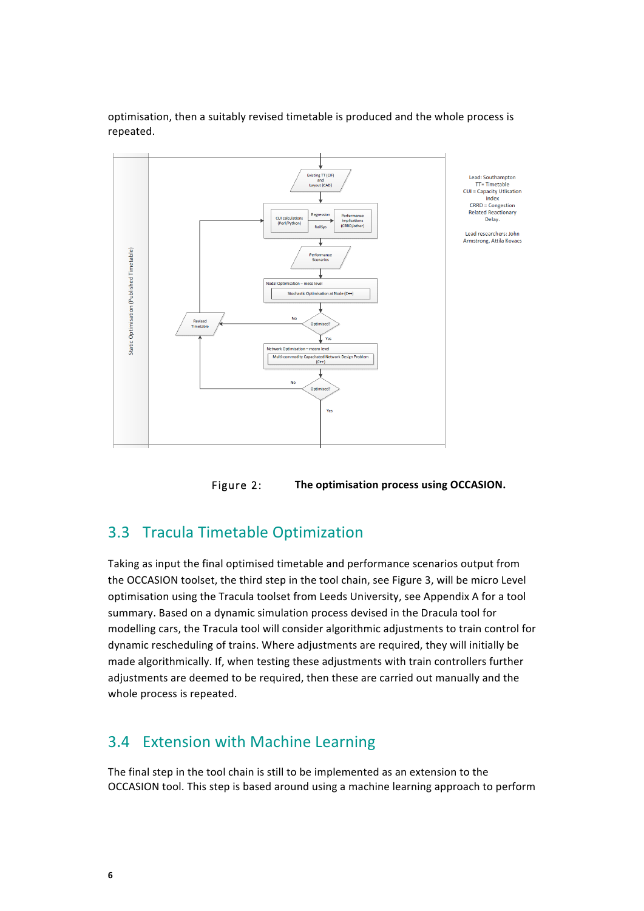optimisation, then a suitably revised timetable is produced and the whole process is repeated.

Figure 2: **The optimisation process using OCCASION.**

## 3.3 Tracula Timetable Optimization

Taking as input the final optimised timetable and performance scenarios output from the OCCASION toolset, the third step in the tool chain, see Figure 3, will be micro Level optimisation using the Tracula toolset from Leeds University, see Appendix A for a tool summary. Based on a dynamic simulation process devised in the Dracula tool for modelling cars, the Tracula tool will consider algorithmic adjustments to train control for dynamic rescheduling of trains. Where adjustments are required, they will initially be made algorithmically. If, when testing these adjustments with train controllers further adjustments are deemed to be required, then these are carried out manually and the whole process is repeated.

## 3.4 Extension with Machine Learning

The final step in the tool chain is still to be implemented as an extension to the OCCASION tool. This step is based around using a machine learning approach to perform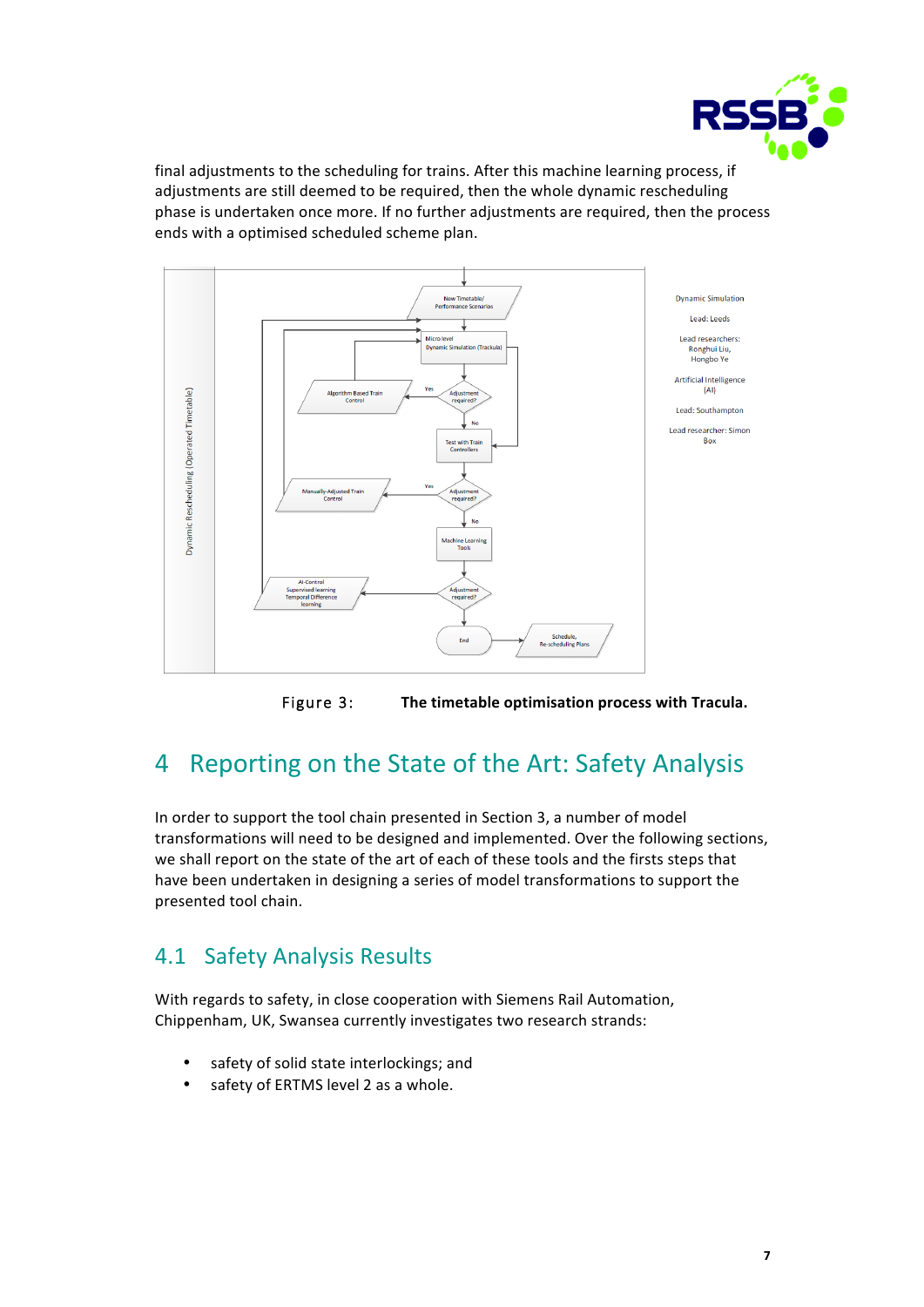final adjustments to the scheduling for trains. After this machine learning process, if adjustments are still deemed to be required, then the whole dynamic rescheduling phase is undertaken once more. If no further adjustments are required, then the process ends with a optimised scheduled scheme plan.

Figure 3: **The timetable optimisation process with Tracula.**

# 4 Reporting on the State of the Art: Safety Analysis

In order to support the tool chain presented in Section 3, a number of model transformations will need to be designed and implemented. Over the following sections, we shall report on the state of the art of each of these tools and the firsts steps that have been undertaken in designing a series of model transformations to support the presented tool chain.

## 4.1 Safety Analysis Results

With regards to safety, in close cooperation with Siemens Rail Automation, Chippenham, UK, Swansea currently investigates two research strands:

- safety of solid state interlockings; and
- safety of ERTMS level 2 as a whole.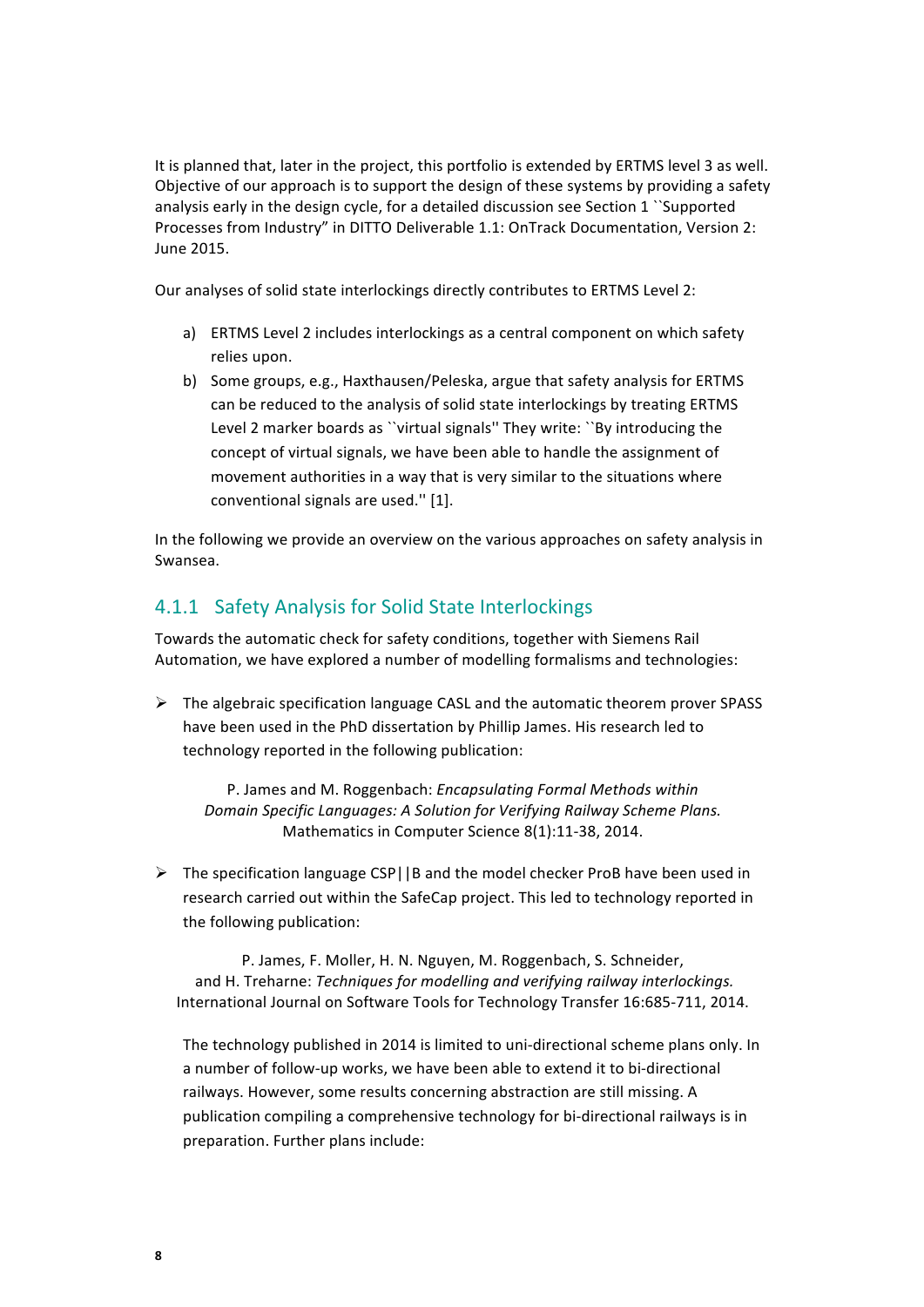It is planned that, later in the project, this portfolio is extended by ERTMS level 3 as well. Objective of our approach is to support the design of these systems by providing a safety analysis early in the design cycle, for a detailed discussion see Section 1 ``Supported Processes from Industry" in DITTO Deliverable 1.1: OnTrack Documentation, Version 2: June 2015.

Our analyses of solid state interlockings directly contributes to ERTMS Level 2:

a) ERTMS Level 2 includes interlockings as a central component on which safety relies upon.
b) Some groups, e.g., Haxthausen/Peleska, argue that safety analysis for ERTMS can be reduced to the analysis of solid state interlockings by treating ERTMS Level 2 marker boards as ``virtual signals'' They write: ``By introducing the concept of virtual signals, we have been able to handle the assignment of movement authorities in a way that is very similar to the situations where conventional signals are used.'' [1].

In the following we provide an overview on the various approaches on safety analysis in Swansea.

### 4.1.1 Safety Analysis for Solid State Interlockings

Towards the automatic check for safety conditions, together with Siemens Rail Automation, we have explored a number of modelling formalisms and technologies:

- The algebraic specification language CASL and the automatic theorem prover SPASS have been used in the PhD dissertation by Phillip James. His research led to technology reported in the following publication:

  P. James and M. Roggenbach: *Encapsulating Formal Methods within Domain Specific Languages: A Solution for Verifying Railway Scheme Plans.* Mathematics in Computer Science 8(1):11-38, 2014.

- The specification language CSP||B and the model checker ProB have been used in research carried out within the SafeCap project. This led to technology reported in the following publication:

  P. James, F. Moller, H. N. Nguyen, M. Roggenbach, S. Schneider, and H. Treharne: *Techniques for modelling and verifying railway interlockings.* International Journal on Software Tools for Technology Transfer 16:685-711, 2014.

  The technology published in 2014 is limited to uni-directional scheme plans only. In a number of follow-up works, we have been able to extend it to bi-directional railways. However, some results concerning abstraction are still missing. A publication compiling a comprehensive technology for bi-directional railways is in preparation. Further plans include: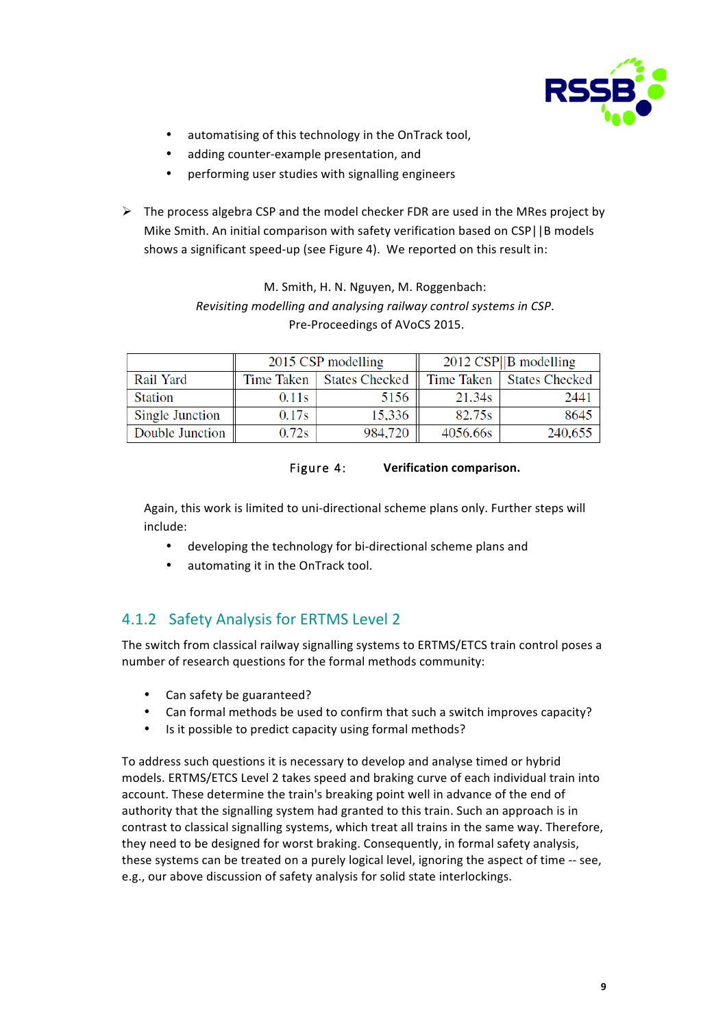- automatising of this technology in the OnTrack tool,
- adding counter-example presentation, and
- performing user studies with signalling engineers

➢ The process algebra CSP and the model checker FDR are used in the MRes project by Mike Smith. An initial comparison with safety verification based on CSP||B models shows a significant speed-up (see Figure 4). We reported on this result in:

M. Smith, H. N. Nguyen, M. Roggenbach:
*Revisiting modelling and analysing railway control systems in CSP.*
Pre-Proceedings of AVoCS 2015.

| | 2015 CSP modelling | | 2012 CSP\|\|B modelling | |
|---|---|---|---|---|
| Rail Yard | Time Taken | States Checked | Time Taken | States Checked |
| Station | 0.11s | 5156 | 21.34s | 2441 |
| Single Junction | 0.17s | 15,336 | 82.75s | 8645 |
| Double Junction | 0.72s | 984,720 | 4056.66s | 240,655 |

Figure 4: **Verification comparison.**

Again, this work is limited to uni-directional scheme plans only. Further steps will include:

- developing the technology for bi-directional scheme plans and
- automating it in the OnTrack tool.

### 4.1.2 Safety Analysis for ERTMS Level 2

The switch from classical railway signalling systems to ERTMS/ETCS train control poses a number of research questions for the formal methods community:

- Can safety be guaranteed?
- Can formal methods be used to confirm that such a switch improves capacity?
- Is it possible to predict capacity using formal methods?

To address such questions it is necessary to develop and analyse timed or hybrid models. ERTMS/ETCS Level 2 takes speed and braking curve of each individual train into account. These determine the train's breaking point well in advance of the end of authority that the signalling system had granted to this train. Such an approach is in contrast to classical signalling systems, which treat all trains in the same way. Therefore, they need to be designed for worst braking. Consequently, in formal safety analysis, these systems can be treated on a purely logical level, ignoring the aspect of time -- see, e.g., our above discussion of safety analysis for solid state interlockings.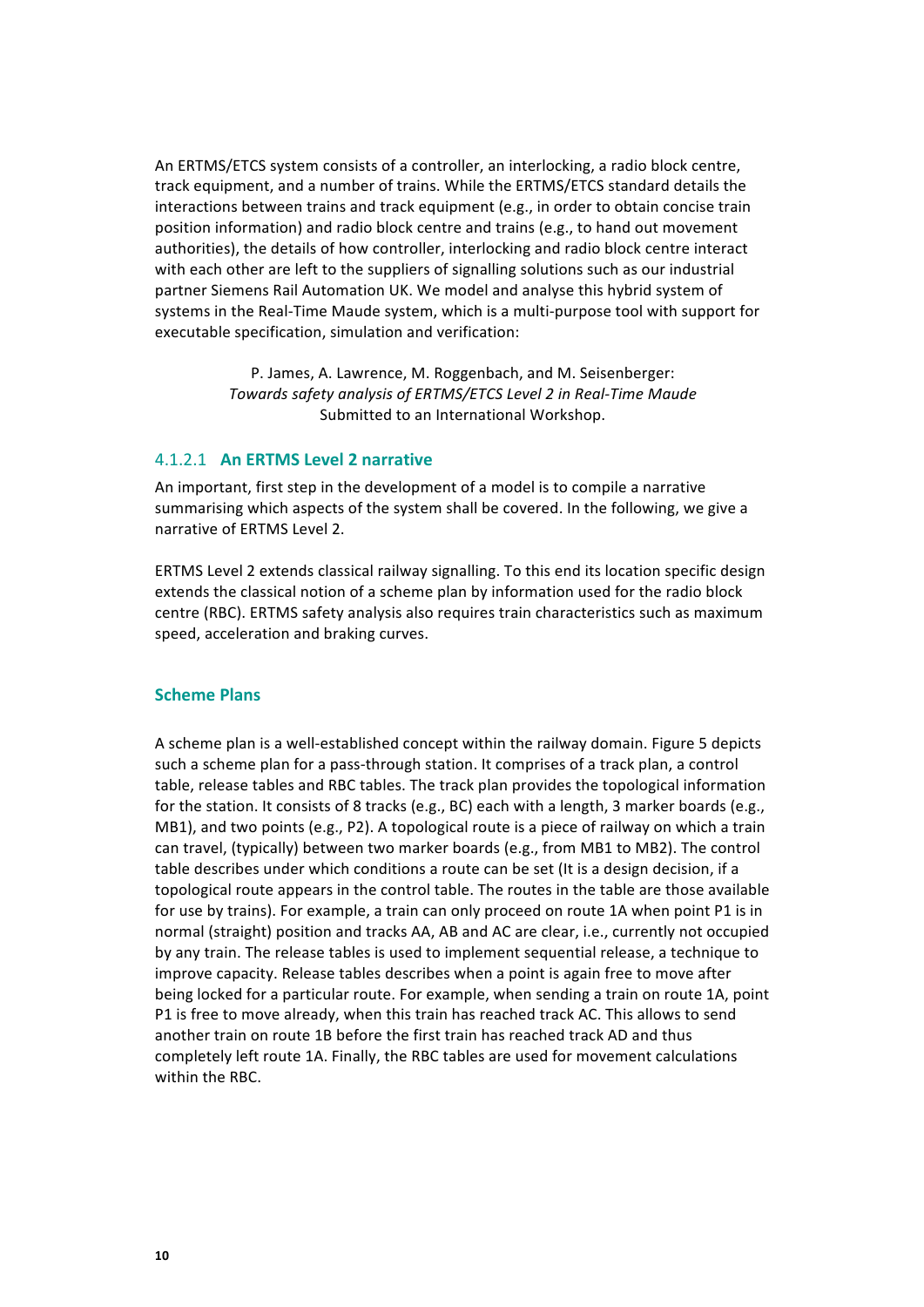An ERTMS/ETCS system consists of a controller, an interlocking, a radio block centre, track equipment, and a number of trains. While the ERTMS/ETCS standard details the interactions between trains and track equipment (e.g., in order to obtain concise train position information) and radio block centre and trains (e.g., to hand out movement authorities), the details of how controller, interlocking and radio block centre interact with each other are left to the suppliers of signalling solutions such as our industrial partner Siemens Rail Automation UK. We model and analyse this hybrid system of systems in the Real-Time Maude system, which is a multi-purpose tool with support for executable specification, simulation and verification:

P. James, A. Lawrence, M. Roggenbach, and M. Seisenberger:
*Towards safety analysis of ERTMS/ETCS Level 2 in Real-Time Maude*
Submitted to an International Workshop.

#### 4.1.2.1 **An ERTMS Level 2 narrative**

An important, first step in the development of a model is to compile a narrative summarising which aspects of the system shall be covered. In the following, we give a narrative of ERTMS Level 2.

ERTMS Level 2 extends classical railway signalling. To this end its location specific design extends the classical notion of a scheme plan by information used for the radio block centre (RBC). ERTMS safety analysis also requires train characteristics such as maximum speed, acceleration and braking curves.

**Scheme Plans**

A scheme plan is a well-established concept within the railway domain. Figure 5 depicts such a scheme plan for a pass-through station. It comprises of a track plan, a control table, release tables and RBC tables. The track plan provides the topological information for the station. It consists of 8 tracks (e.g., BC) each with a length, 3 marker boards (e.g., MB1), and two points (e.g., P2). A topological route is a piece of railway on which a train can travel, (typically) between two marker boards (e.g., from MB1 to MB2). The control table describes under which conditions a route can be set (It is a design decision, if a topological route appears in the control table. The routes in the table are those available for use by trains). For example, a train can only proceed on route 1A when point P1 is in normal (straight) position and tracks AA, AB and AC are clear, i.e., currently not occupied by any train. The release tables is used to implement sequential release, a technique to improve capacity. Release tables describes when a point is again free to move after being locked for a particular route. For example, when sending a train on route 1A, point P1 is free to move already, when this train has reached track AC. This allows to send another train on route 1B before the first train has reached track AD and thus completely left route 1A. Finally, the RBC tables are used for movement calculations within the RBC.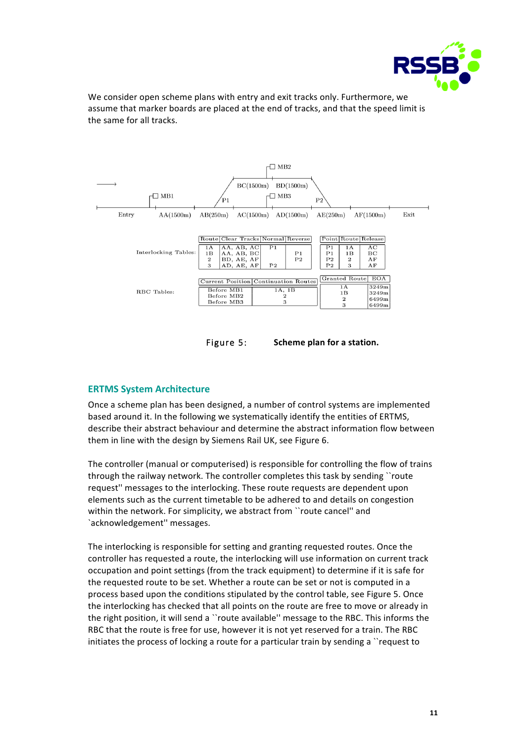We consider open scheme plans with entry and exit tracks only. Furthermore, we assume that marker boards are placed at the end of tracks, and that the speed limit is the same for all tracks.

MB2

BC(1500m) BD(1500m)

MB1 P1 MB3 P2

Entry AA(1500m) AB(250m) AC(1500m) AD(1500m) AE(250m) AF(1500m) Exit

Interlocking Tables:

| Route | Clear Tracks | Normal | Reverse |
|---|---|---|---|
| 1A | AA, AB, AC | P1 | |
| 1B | AA, AB, BC | | P1 |
| 2 | BD, AE, AF | | P2 |
| 3 | AD, AE, AF | P2 | |

| Point | Route | Release |
|---|---|---|
| P1 | 1A | AC |
| P1 | 1B | BC |
| P2 | 2 | AF |
| P2 | 3 | AF |

RBC Tables:

| Current Position | Continuation Routes |
|---|---|
| Before MB1 | 1A, 1B |
| Before MB2 | 2 |
| Before MB3 | 3 |

| Granted Route | EOA |
|---|---|
| 1A | 3249m |
| 1B | 3249m |
| 2 | 6499m |
| 3 | 6499m |

Figure 5: **Scheme plan for a station.**

## ERTMS System Architecture

Once a scheme plan has been designed, a number of control systems are implemented based around it. In the following we systematically identify the entities of ERTMS, describe their abstract behaviour and determine the abstract information flow between them in line with the design by Siemens Rail UK, see Figure 6.

The controller (manual or computerised) is responsible for controlling the flow of trains through the railway network. The controller completes this task by sending ``route request'' messages to the interlocking. These route requests are dependent upon elements such as the current timetable to be adhered to and details on congestion within the network. For simplicity, we abstract from ``route cancel'' and `acknowledgement'' messages.

The interlocking is responsible for setting and granting requested routes. Once the controller has requested a route, the interlocking will use information on current track occupation and point settings (from the track equipment) to determine if it is safe for the requested route to be set. Whether a route can be set or not is computed in a process based upon the conditions stipulated by the control table, see Figure 5. Once the interlocking has checked that all points on the route are free to move or already in the right position, it will send a ``route available'' message to the RBC. This informs the RBC that the route is free for use, however it is not yet reserved for a train. The RBC initiates the process of locking a route for a particular train by sending a ``request to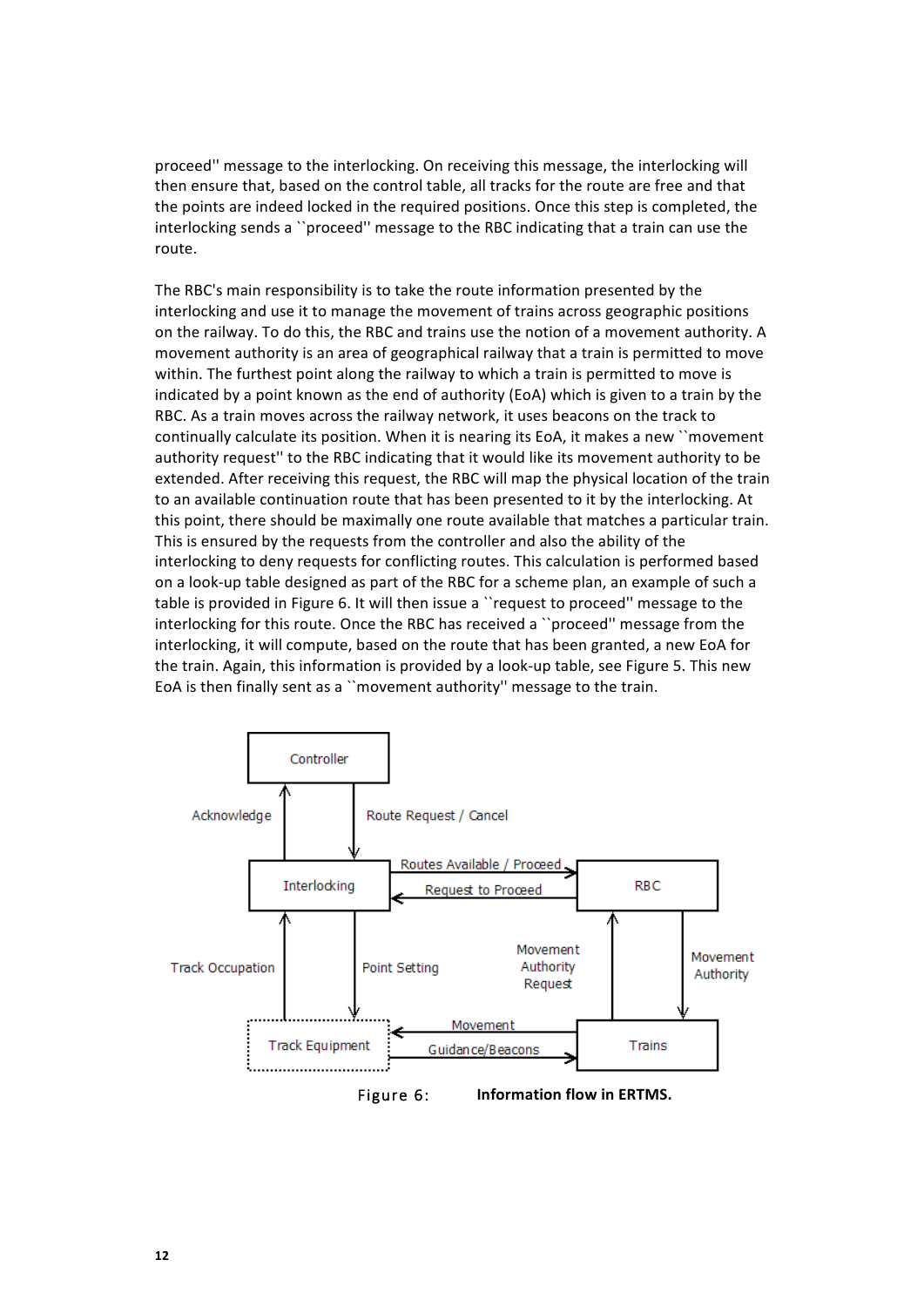proceed'' message to the interlocking. On receiving this message, the interlocking will then ensure that, based on the control table, all tracks for the route are free and that the points are indeed locked in the required positions. Once this step is completed, the interlocking sends a ``proceed'' message to the RBC indicating that a train can use the route.

The RBC's main responsibility is to take the route information presented by the interlocking and use it to manage the movement of trains across geographic positions on the railway. To do this, the RBC and trains use the notion of a movement authority. A movement authority is an area of geographical railway that a train is permitted to move within. The furthest point along the railway to which a train is permitted to move is indicated by a point known as the end of authority (EoA) which is given to a train by the RBC. As a train moves across the railway network, it uses beacons on the track to continually calculate its position. When it is nearing its EoA, it makes a new ``movement authority request'' to the RBC indicating that it would like its movement authority to be extended. After receiving this request, the RBC will map the physical location of the train to an available continuation route that has been presented to it by the interlocking. At this point, there should be maximally one route available that matches a particular train. This is ensured by the requests from the controller and also the ability of the interlocking to deny requests for conflicting routes. This calculation is performed based on a look-up table designed as part of the RBC for a scheme plan, an example of such a table is provided in Figure 6. It will then issue a ``request to proceed'' message to the interlocking for this route. Once the RBC has received a ``proceed'' message from the interlocking, it will compute, based on the route that has been granted, a new EoA for the train. Again, this information is provided by a look-up table, see Figure 5. This new EoA is then finally sent as a ``movement authority'' message to the train.

Controller

Acknowledge | Route Request / Cancel

Interlocking — Routes Available / Proceed → RBC

RBC — Request to Proceed → Interlocking

Track Occupation | Point Setting | Movement Authority Request | Movement Authority

Track Equipment — Guidance/Beacons → Trains

Trains — Movement → Track Equipment

Figure 6: **Information flow in ERTMS.**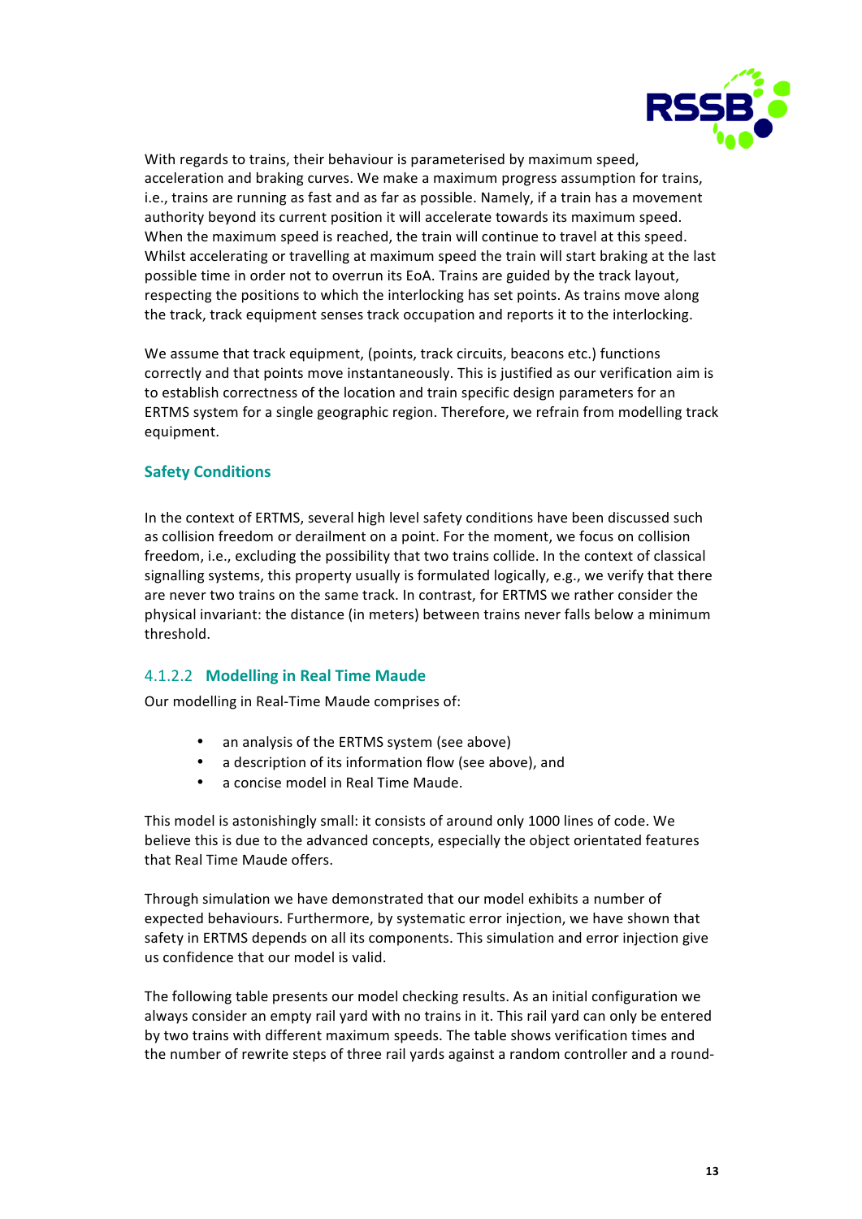With regards to trains, their behaviour is parameterised by maximum speed, acceleration and braking curves. We make a maximum progress assumption for trains, i.e., trains are running as fast and as far as possible. Namely, if a train has a movement authority beyond its current position it will accelerate towards its maximum speed. When the maximum speed is reached, the train will continue to travel at this speed. Whilst accelerating or travelling at maximum speed the train will start braking at the last possible time in order not to overrun its EoA. Trains are guided by the track layout, respecting the positions to which the interlocking has set points. As trains move along the track, track equipment senses track occupation and reports it to the interlocking.

We assume that track equipment, (points, track circuits, beacons etc.) functions correctly and that points move instantaneously. This is justified as our verification aim is to establish correctness of the location and train specific design parameters for an ERTMS system for a single geographic region. Therefore, we refrain from modelling track equipment.

**Safety Conditions**

In the context of ERTMS, several high level safety conditions have been discussed such as collision freedom or derailment on a point. For the moment, we focus on collision freedom, i.e., excluding the possibility that two trains collide. In the context of classical signalling systems, this property usually is formulated logically, e.g., we verify that there are never two trains on the same track. In contrast, for ERTMS we rather consider the physical invariant: the distance (in meters) between trains never falls below a minimum threshold.

#### 4.1.2.2 Modelling in Real Time Maude

Our modelling in Real-Time Maude comprises of:

- an analysis of the ERTMS system (see above)
- a description of its information flow (see above), and
- a concise model in Real Time Maude.

This model is astonishingly small: it consists of around only 1000 lines of code. We believe this is due to the advanced concepts, especially the object orientated features that Real Time Maude offers.

Through simulation we have demonstrated that our model exhibits a number of expected behaviours. Furthermore, by systematic error injection, we have shown that safety in ERTMS depends on all its components. This simulation and error injection give us confidence that our model is valid.

The following table presents our model checking results. As an initial configuration we always consider an empty rail yard with no trains in it. This rail yard can only be entered by two trains with different maximum speeds. The table shows verification times and the number of rewrite steps of three rail yards against a random controller and a round-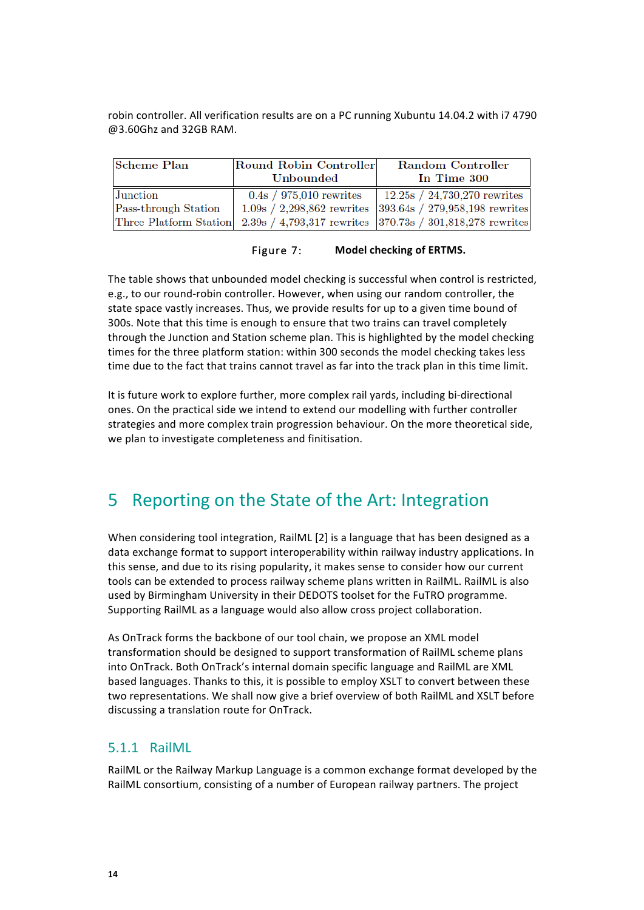robin controller. All verification results are on a PC running Xubuntu 14.04.2 with i7 4790 @3.60Ghz and 32GB RAM.

| Scheme Plan | Round Robin Controller Unbounded | Random Controller In Time 300 |
|---|---|---|
| Junction | 0.4s / 975,010 rewrites | 12.25s / 24,730,270 rewrites |
| Pass-through Station | 1.09s / 2,298,862 rewrites | 393.64s / 279,958,198 rewrites |
| Three Platform Station | 2.39s / 4,793,317 rewrites | 370.73s / 301,818,278 rewrites |

Figure 7: **Model checking of ERTMS.**

The table shows that unbounded model checking is successful when control is restricted, e.g., to our round-robin controller. However, when using our random controller, the state space vastly increases. Thus, we provide results for up to a given time bound of 300s. Note that this time is enough to ensure that two trains can travel completely through the Junction and Station scheme plan. This is highlighted by the model checking times for the three platform station: within 300 seconds the model checking takes less time due to the fact that trains cannot travel as far into the track plan in this time limit.

It is future work to explore further, more complex rail yards, including bi-directional ones. On the practical side we intend to extend our modelling with further controller strategies and more complex train progression behaviour. On the more theoretical side, we plan to investigate completeness and finitisation.

# 5 Reporting on the State of the Art: Integration

When considering tool integration, RailML [2] is a language that has been designed as a data exchange format to support interoperability within railway industry applications. In this sense, and due to its rising popularity, it makes sense to consider how our current tools can be extended to process railway scheme plans written in RailML. RailML is also used by Birmingham University in their DEDOTS toolset for the FuTRO programme. Supporting RailML as a language would also allow cross project collaboration.

As OnTrack forms the backbone of our tool chain, we propose an XML model transformation should be designed to support transformation of RailML scheme plans into OnTrack. Both OnTrack's internal domain specific language and RailML are XML based languages. Thanks to this, it is possible to employ XSLT to convert between these two representations. We shall now give a brief overview of both RailML and XSLT before discussing a translation route for OnTrack.

### 5.1.1 RailML

RailML or the Railway Markup Language is a common exchange format developed by the RailML consortium, consisting of a number of European railway partners. The project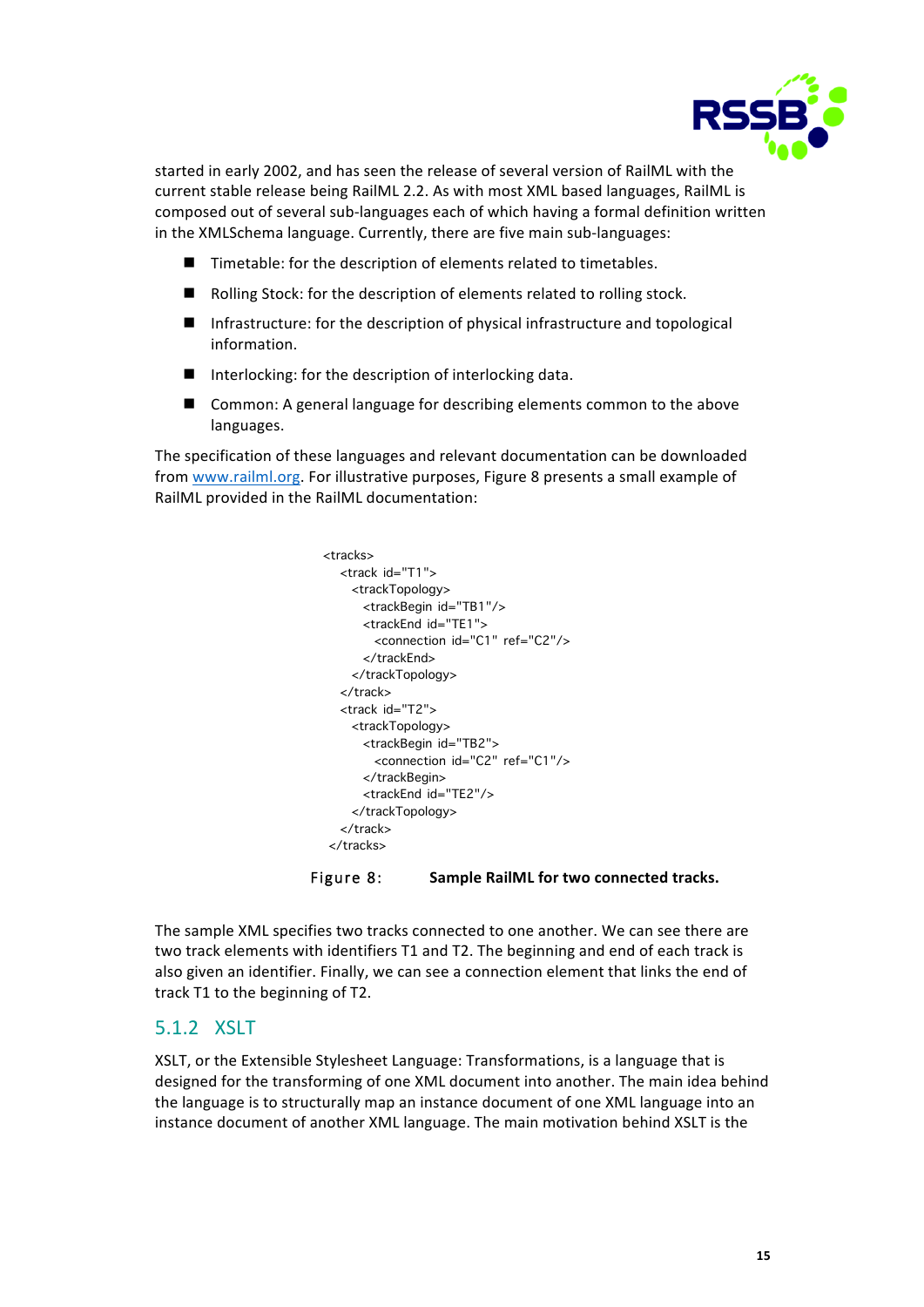started in early 2002, and has seen the release of several version of RailML with the current stable release being RailML 2.2. As with most XML based languages, RailML is composed out of several sub-languages each of which having a formal definition written in the XMLSchema language. Currently, there are five main sub-languages:

- Timetable: for the description of elements related to timetables.
- Rolling Stock: for the description of elements related to rolling stock.
- Infrastructure: for the description of physical infrastructure and topological information.
- Interlocking: for the description of interlocking data.
- Common: A general language for describing elements common to the above languages.

The specification of these languages and relevant documentation can be downloaded from www.railml.org. For illustrative purposes, Figure 8 presents a small example of RailML provided in the RailML documentation:

```
<tracks>
  <track id="T1">
    <trackTopology>
      <trackBegin id="TB1"/>
      <trackEnd id="TE1">
        <connection id="C1" ref="C2"/>
      </trackEnd>
    </trackTopology>
  </track>
  <track id="T2">
    <trackTopology>
      <trackBegin id="TB2">
        <connection id="C2" ref="C1"/>
      </trackBegin>
      <trackEnd id="TE2"/>
    </trackTopology>
  </track>
</tracks>
```

Figure 8: **Sample RailML for two connected tracks.**

The sample XML specifies two tracks connected to one another. We can see there are two track elements with identifiers T1 and T2. The beginning and end of each track is also given an identifier. Finally, we can see a connection element that links the end of track T1 to the beginning of T2.

### 5.1.2 XSLT

XSLT, or the Extensible Stylesheet Language: Transformations, is a language that is designed for the transforming of one XML document into another. The main idea behind the language is to structurally map an instance document of one XML language into an instance document of another XML language. The main motivation behind XSLT is the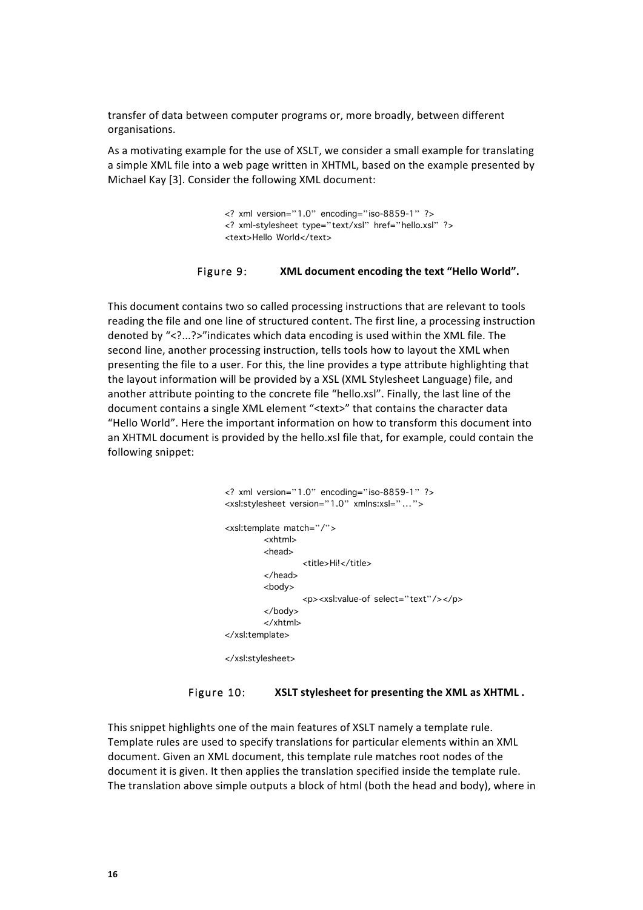transfer of data between computer programs or, more broadly, between different organisations.

As a motivating example for the use of XSLT, we consider a small example for translating a simple XML file into a web page written in XHTML, based on the example presented by Michael Kay [3]. Consider the following XML document:

```
<? xml version="1.0" encoding="iso-8859-1" ?>
<? xml-stylesheet type="text/xsl" href="hello.xsl" ?>
<text>Hello World</text>
```

Figure 9: **XML document encoding the text "Hello World".**

This document contains two so called processing instructions that are relevant to tools reading the file and one line of structured content. The first line, a processing instruction denoted by "<?...?>"indicates which data encoding is used within the XML file. The second line, another processing instruction, tells tools how to layout the XML when presenting the file to a user. For this, the line provides a type attribute highlighting that the layout information will be provided by a XSL (XML Stylesheet Language) file, and another attribute pointing to the concrete file "hello.xsl". Finally, the last line of the document contains a single XML element "<text>" that contains the character data "Hello World". Here the important information on how to transform this document into an XHTML document is provided by the hello.xsl file that, for example, could contain the following snippet:

```
<? xml version="1.0" encoding="iso-8859-1" ?>
<xsl:stylesheet version="1.0" xmlns:xsl="...">

<xsl:template match="/">
        <xhtml>
        <head>
                <title>Hi!</title>
        </head>
        <body>
                <p><xsl:value-of select="text"/></p>
        </body>
        </xhtml>
</xsl:template>

</xsl:stylesheet>
```

Figure 10: **XSLT stylesheet for presenting the XML as XHTML .**

This snippet highlights one of the main features of XSLT namely a template rule. Template rules are used to specify translations for particular elements within an XML document. Given an XML document, this template rule matches root nodes of the document it is given. It then applies the translation specified inside the template rule. The translation above simple outputs a block of html (both the head and body), where in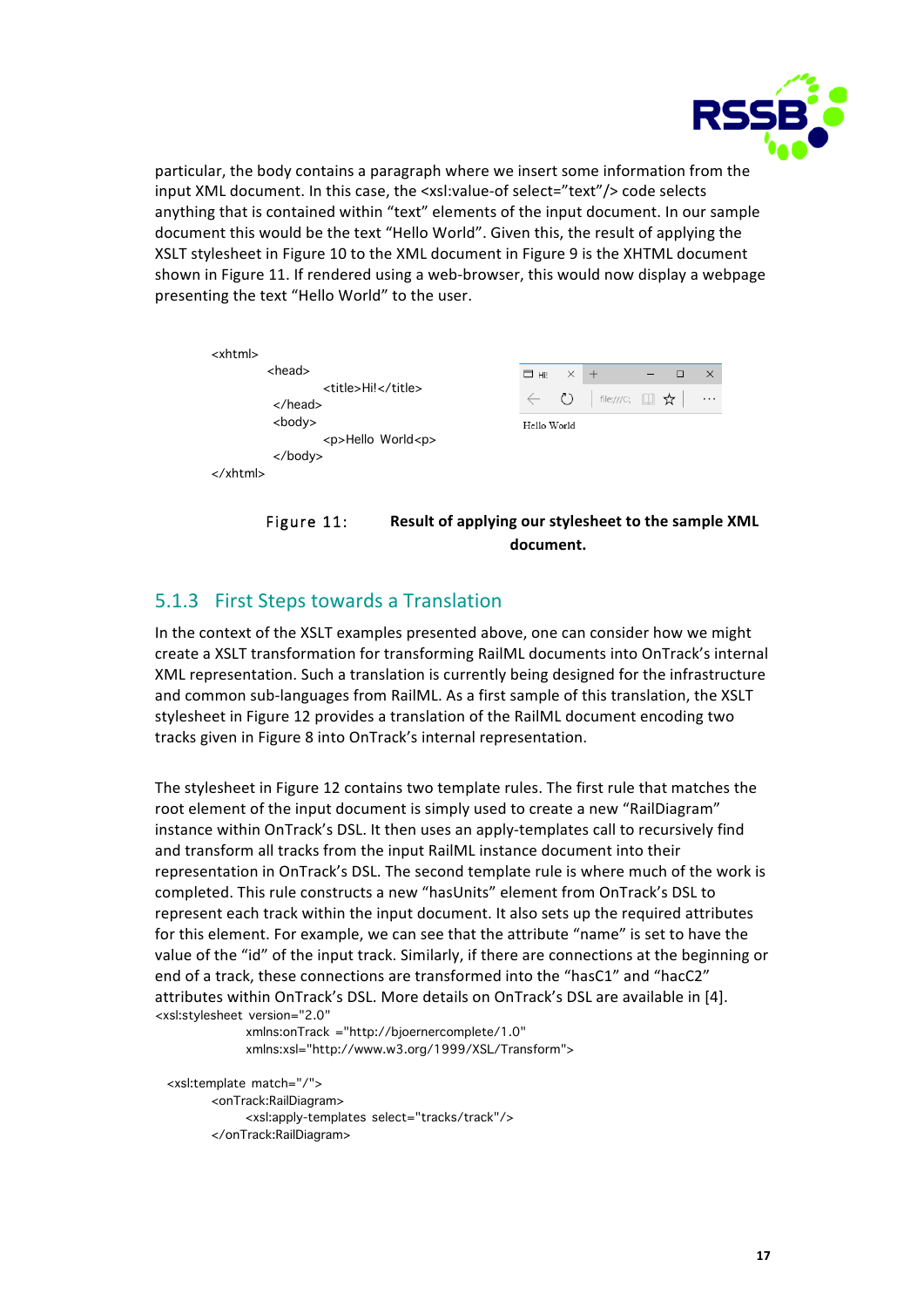particular, the body contains a paragraph where we insert some information from the input XML document. In this case, the <xsl:value-of select="text"/> code selects anything that is contained within "text" elements of the input document. In our sample document this would be the text "Hello World". Given this, the result of applying the XSLT stylesheet in Figure 10 to the XML document in Figure 9 is the XHTML document shown in Figure 11. If rendered using a web-browser, this would now display a webpage presenting the text "Hello World" to the user.

```
<xhtml>
        <head>
                <title>Hi!</title>
        </head>
        <body>
                <p>Hello World<p>
        </body>
</xhtml>
```

Hello World

Figure 11: **Result of applying our stylesheet to the sample XML document.**

### 5.1.3 First Steps towards a Translation

In the context of the XSLT examples presented above, one can consider how we might create a XSLT transformation for transforming RailML documents into OnTrack's internal XML representation. Such a translation is currently being designed for the infrastructure and common sub-languages from RailML. As a first sample of this translation, the XSLT stylesheet in Figure 12 provides a translation of the RailML document encoding two tracks given in Figure 8 into OnTrack's internal representation.

The stylesheet in Figure 12 contains two template rules. The first rule that matches the root element of the input document is simply used to create a new "RailDiagram" instance within OnTrack's DSL. It then uses an apply-templates call to recursively find and transform all tracks from the input RailML instance document into their representation in OnTrack's DSL. The second template rule is where much of the work is completed. This rule constructs a new "hasUnits" element from OnTrack's DSL to represent each track within the input document. It also sets up the required attributes for this element. For example, we can see that the attribute "name" is set to have the value of the "id" of the input track. Similarly, if there are connections at the beginning or end of a track, these connections are transformed into the "hasC1" and "hacC2" attributes within OnTrack's DSL. More details on OnTrack's DSL are available in [4].

```
<xsl:stylesheet version="2.0"
              xmlns:onTrack ="http://bjoernercomplete/1.0"
              xmlns:xsl="http://www.w3.org/1999/XSL/Transform">

  <xsl:template match="/">
        <onTrack:RailDiagram>
              <xsl:apply-templates select="tracks/track"/>
        </onTrack:RailDiagram>
```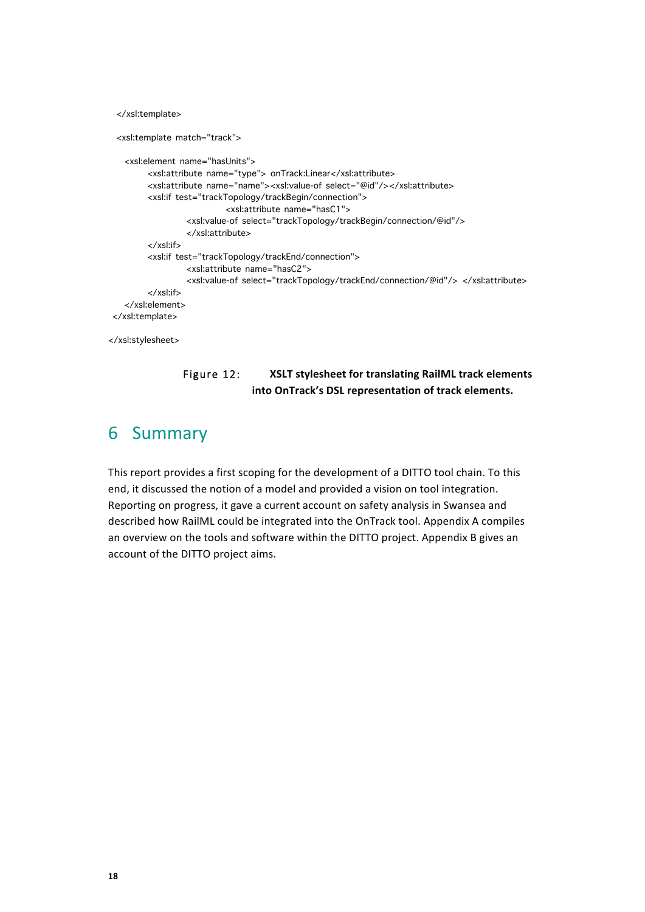```
  </xsl:template>

  <xsl:template match="track">

    <xsl:element name="hasUnits">
          <xsl:attribute name="type"> onTrack:Linear</xsl:attribute>
          <xsl:attribute name="name"><xsl:value-of select="@id"/></xsl:attribute>
          <xsl:if test="trackTopology/trackBegin/connection">
                          <xsl:attribute name="hasC1">
                  <xsl:value-of select="trackTopology/trackBegin/connection/@id"/>
                  </xsl:attribute>
          </xsl:if>
          <xsl:if test="trackTopology/trackEnd/connection">
                  <xsl:attribute name="hasC2">
                  <xsl:value-of select="trackTopology/trackEnd/connection/@id"/> </xsl:attribute>
          </xsl:if>
    </xsl:element>
 </xsl:template>

</xsl:stylesheet>
```

Figure 12: **XSLT stylesheet for translating RailML track elements into OnTrack's DSL representation of track elements.**

# 6 Summary

This report provides a first scoping for the development of a DITTO tool chain. To this end, it discussed the notion of a model and provided a vision on tool integration. Reporting on progress, it gave a current account on safety analysis in Swansea and described how RailML could be integrated into the OnTrack tool. Appendix A compiles an overview on the tools and software within the DITTO project. Appendix B gives an account of the DITTO project aims.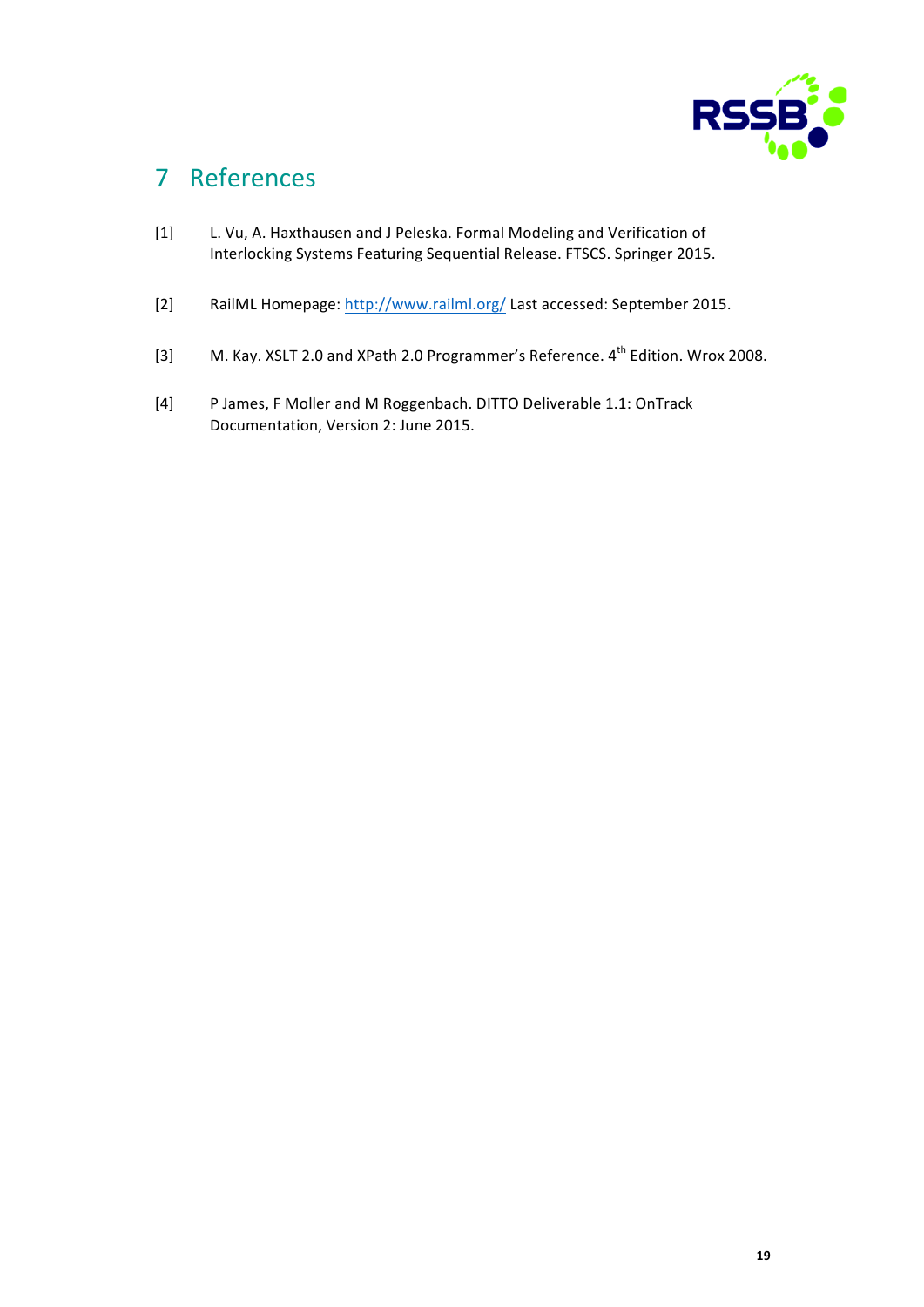# 7 References

[1] L. Vu, A. Haxthausen and J Peleska. Formal Modeling and Verification of Interlocking Systems Featuring Sequential Release. FTSCS. Springer 2015.

[2] RailML Homepage: http://www.railml.org/ Last accessed: September 2015.

[3] M. Kay. XSLT 2.0 and XPath 2.0 Programmer's Reference. 4th Edition. Wrox 2008.

[4] P James, F Moller and M Roggenbach. DITTO Deliverable 1.1: OnTrack Documentation, Version 2: June 2015.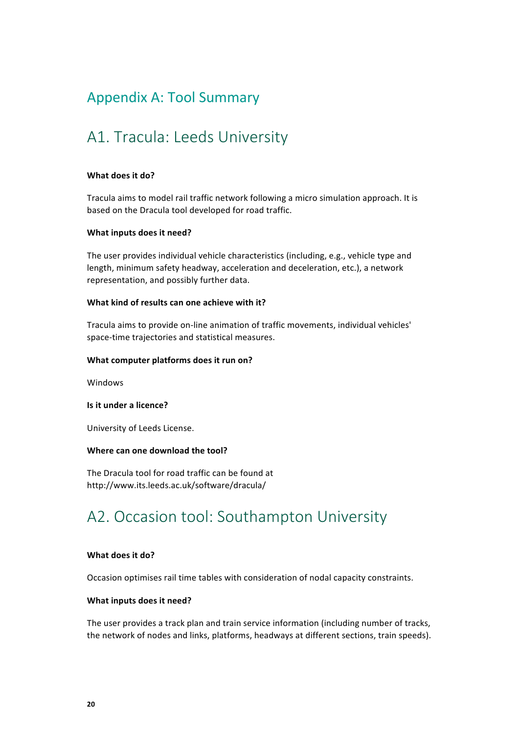# Appendix A: Tool Summary

## A1. Tracula: Leeds University

**What does it do?**

Tracula aims to model rail traffic network following a micro simulation approach. It is based on the Dracula tool developed for road traffic.

**What inputs does it need?**

The user provides individual vehicle characteristics (including, e.g., vehicle type and length, minimum safety headway, acceleration and deceleration, etc.), a network representation, and possibly further data.

**What kind of results can one achieve with it?**

Tracula aims to provide on-line animation of traffic movements, individual vehicles' space-time trajectories and statistical measures.

**What computer platforms does it run on?**

Windows

**Is it under a licence?**

University of Leeds License.

**Where can one download the tool?**

The Dracula tool for road traffic can be found at http://www.its.leeds.ac.uk/software/dracula/

## A2. Occasion tool: Southampton University

**What does it do?**

Occasion optimises rail time tables with consideration of nodal capacity constraints.

**What inputs does it need?**

The user provides a track plan and train service information (including number of tracks, the network of nodes and links, platforms, headways at different sections, train speeds).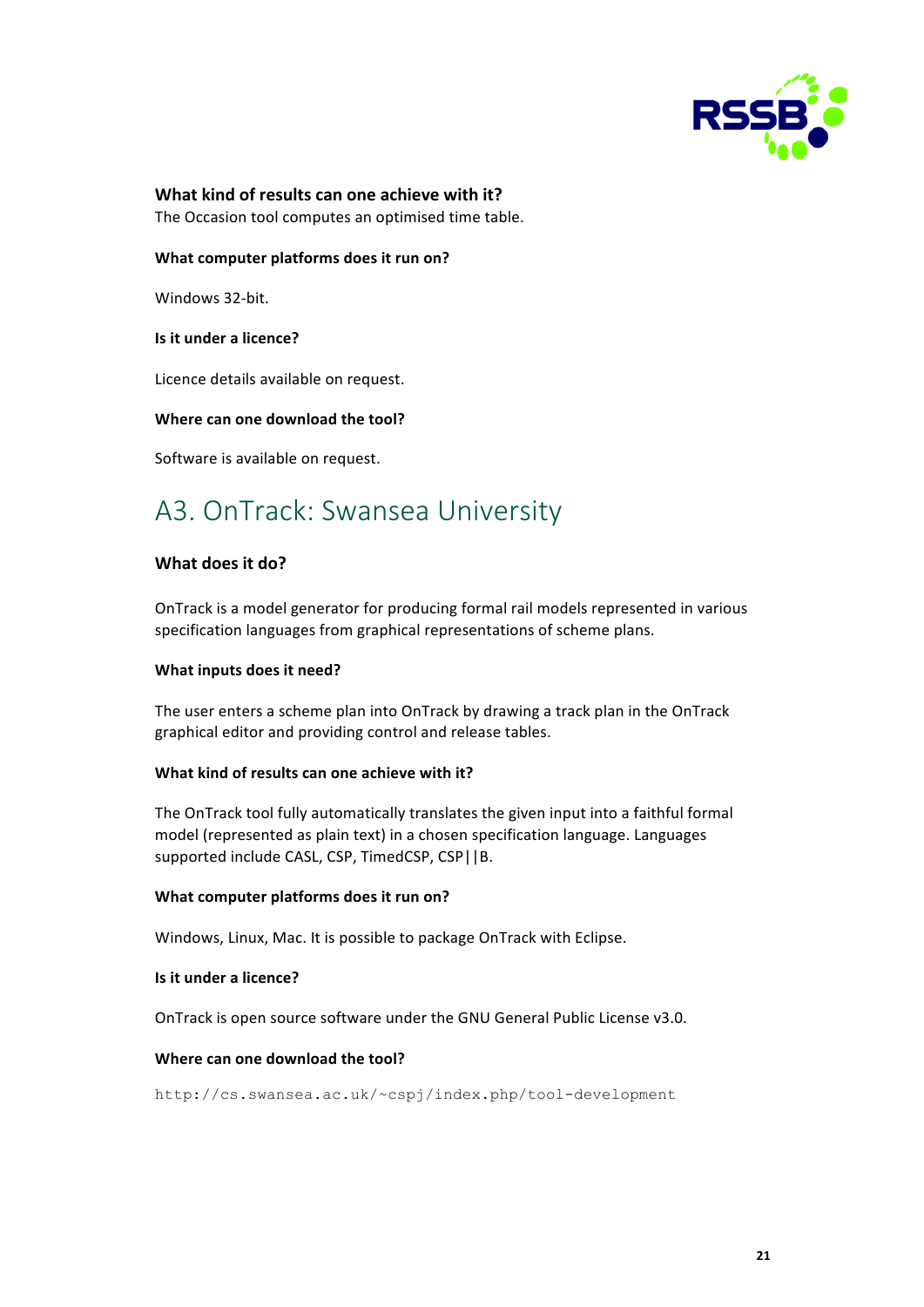#### What kind of results can one achieve with it?

The Occasion tool computes an optimised time table.

#### What computer platforms does it run on?

Windows 32-bit.

#### Is it under a licence?

Licence details available on request.

#### Where can one download the tool?

Software is available on request.

## A3. OnTrack: Swansea University

### What does it do?

OnTrack is a model generator for producing formal rail models represented in various specification languages from graphical representations of scheme plans.

#### What inputs does it need?

The user enters a scheme plan into OnTrack by drawing a track plan in the OnTrack graphical editor and providing control and release tables.

#### What kind of results can one achieve with it?

The OnTrack tool fully automatically translates the given input into a faithful formal model (represented as plain text) in a chosen specification language. Languages supported include CASL, CSP, TimedCSP, CSP||B.

#### What computer platforms does it run on?

Windows, Linux, Mac. It is possible to package OnTrack with Eclipse.

#### Is it under a licence?

OnTrack is open source software under the GNU General Public License v3.0.

#### Where can one download the tool?

`http://cs.swansea.ac.uk/~cspj/index.php/tool-development`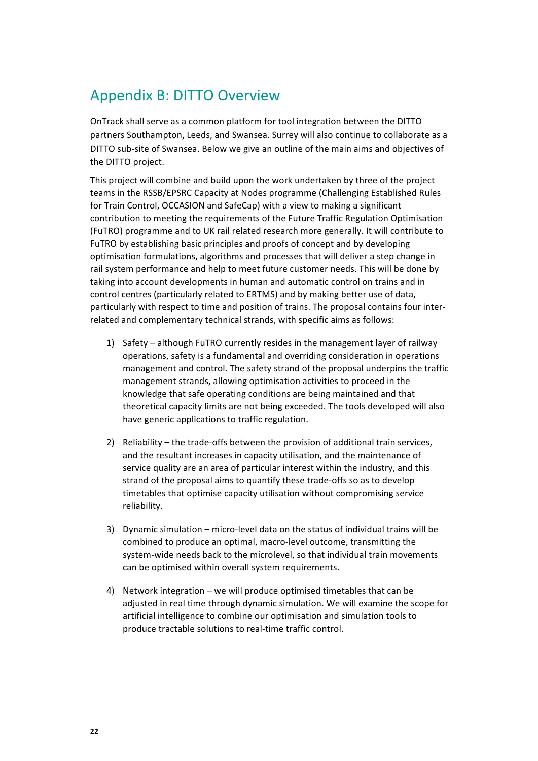# Appendix B: DITTO Overview

OnTrack shall serve as a common platform for tool integration between the DITTO partners Southampton, Leeds, and Swansea. Surrey will also continue to collaborate as a DITTO sub-site of Swansea. Below we give an outline of the main aims and objectives of the DITTO project.

This project will combine and build upon the work undertaken by three of the project teams in the RSSB/EPSRC Capacity at Nodes programme (Challenging Established Rules for Train Control, OCCASION and SafeCap) with a view to making a significant contribution to meeting the requirements of the Future Traffic Regulation Optimisation (FuTRO) programme and to UK rail related research more generally. It will contribute to FuTRO by establishing basic principles and proofs of concept and by developing optimisation formulations, algorithms and processes that will deliver a step change in rail system performance and help to meet future customer needs. This will be done by taking into account developments in human and automatic control on trains and in control centres (particularly related to ERTMS) and by making better use of data, particularly with respect to time and position of trains. The proposal contains four inter-related and complementary technical strands, with specific aims as follows:

1) Safety – although FuTRO currently resides in the management layer of railway operations, safety is a fundamental and overriding consideration in operations management and control. The safety strand of the proposal underpins the traffic management strands, allowing optimisation activities to proceed in the knowledge that safe operating conditions are being maintained and that theoretical capacity limits are not being exceeded. The tools developed will also have generic applications to traffic regulation.

2) Reliability – the trade-offs between the provision of additional train services, and the resultant increases in capacity utilisation, and the maintenance of service quality are an area of particular interest within the industry, and this strand of the proposal aims to quantify these trade-offs so as to develop timetables that optimise capacity utilisation without compromising service reliability.

3) Dynamic simulation – micro-level data on the status of individual trains will be combined to produce an optimal, macro-level outcome, transmitting the system-wide needs back to the microlevel, so that individual train movements can be optimised within overall system requirements.

4) Network integration – we will produce optimised timetables that can be adjusted in real time through dynamic simulation. We will examine the scope for artificial intelligence to combine our optimisation and simulation tools to produce tractable solutions to real-time traffic control.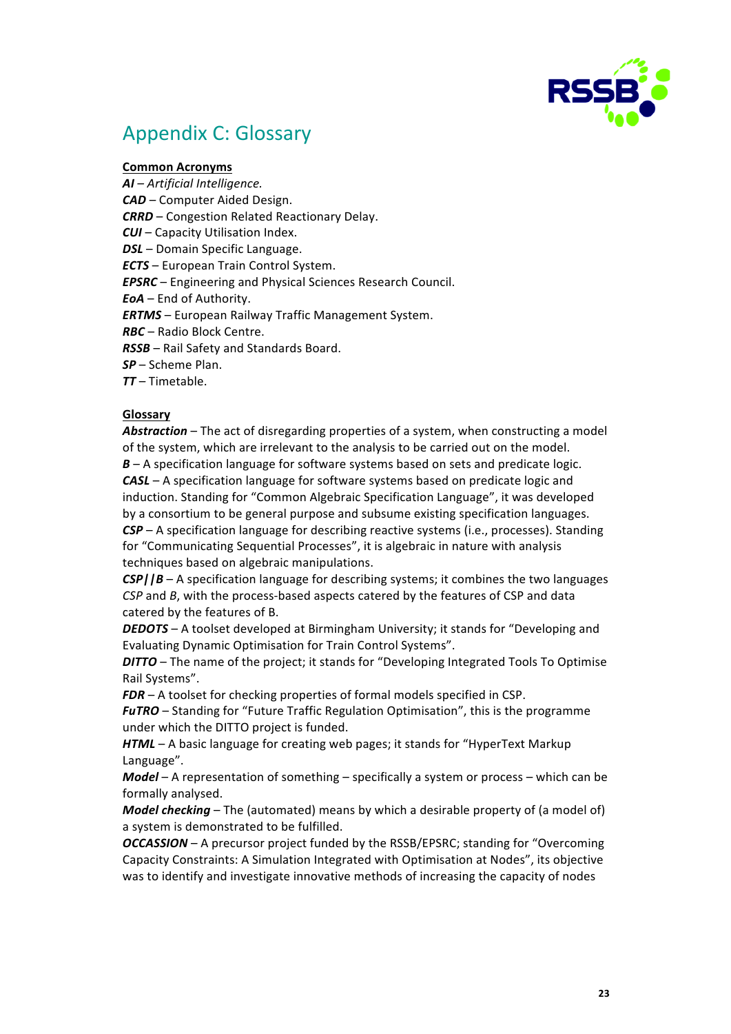# Appendix C: Glossary

**Common Acronyms**

***AI*** – *Artificial Intelligence.*
***CAD*** – Computer Aided Design.
***CRRD*** – Congestion Related Reactionary Delay.
***CUI*** – Capacity Utilisation Index.
***DSL*** – Domain Specific Language.
***ECTS*** – European Train Control System.
***EPSRC*** – Engineering and Physical Sciences Research Council.
***EoA*** – End of Authority.
***ERTMS*** – European Railway Traffic Management System.
***RBC*** – Radio Block Centre.
***RSSB*** – Rail Safety and Standards Board.
***SP*** – Scheme Plan.
***TT*** – Timetable.

**Glossary**

***Abstraction*** – The act of disregarding properties of a system, when constructing a model of the system, which are irrelevant to the analysis to be carried out on the model.
***B*** – A specification language for software systems based on sets and predicate logic.
***CASL*** – A specification language for software systems based on predicate logic and induction. Standing for "Common Algebraic Specification Language", it was developed by a consortium to be general purpose and subsume existing specification languages.
***CSP*** – A specification language for describing reactive systems (i.e., processes). Standing for "Communicating Sequential Processes", it is algebraic in nature with analysis techniques based on algebraic manipulations.
***CSP||B*** – A specification language for describing systems; it combines the two languages *CSP* and *B*, with the process-based aspects catered by the features of CSP and data catered by the features of B.
***DEDOTS*** – A toolset developed at Birmingham University; it stands for "Developing and Evaluating Dynamic Optimisation for Train Control Systems".
***DITTO*** – The name of the project; it stands for "Developing Integrated Tools To Optimise Rail Systems".
***FDR*** – A toolset for checking properties of formal models specified in CSP.
***FuTRO*** – Standing for "Future Traffic Regulation Optimisation", this is the programme under which the DITTO project is funded.
***HTML*** – A basic language for creating web pages; it stands for "HyperText Markup Language".
***Model*** – A representation of something – specifically a system or process – which can be formally analysed.
***Model checking*** – The (automated) means by which a desirable property of (a model of) a system is demonstrated to be fulfilled.
***OCCASSION*** – A precursor project funded by the RSSB/EPSRC; standing for "Overcoming Capacity Constraints: A Simulation Integrated with Optimisation at Nodes", its objective was to identify and investigate innovative methods of increasing the capacity of nodes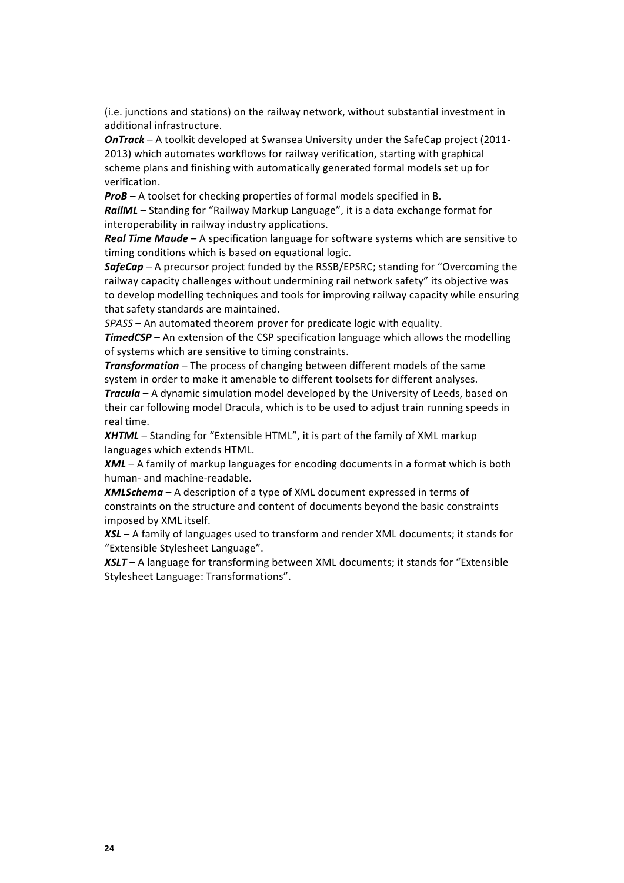(i.e. junctions and stations) on the railway network, without substantial investment in additional infrastructure.

***OnTrack*** – A toolkit developed at Swansea University under the SafeCap project (2011-2013) which automates workflows for railway verification, starting with graphical scheme plans and finishing with automatically generated formal models set up for verification.

***ProB*** – A toolset for checking properties of formal models specified in B.

***RailML*** – Standing for "Railway Markup Language", it is a data exchange format for interoperability in railway industry applications.

***Real Time Maude*** – A specification language for software systems which are sensitive to timing conditions which is based on equational logic.

***SafeCap*** – A precursor project funded by the RSSB/EPSRC; standing for "Overcoming the railway capacity challenges without undermining rail network safety" its objective was to develop modelling techniques and tools for improving railway capacity while ensuring that safety standards are maintained.

*SPASS* – An automated theorem prover for predicate logic with equality.

***TimedCSP*** – An extension of the CSP specification language which allows the modelling of systems which are sensitive to timing constraints.

***Transformation*** – The process of changing between different models of the same system in order to make it amenable to different toolsets for different analyses.

***Tracula*** – A dynamic simulation model developed by the University of Leeds, based on their car following model Dracula, which is to be used to adjust train running speeds in real time.

***XHTML*** – Standing for "Extensible HTML", it is part of the family of XML markup languages which extends HTML.

***XML*** – A family of markup languages for encoding documents in a format which is both human- and machine-readable.

***XMLSchema*** – A description of a type of XML document expressed in terms of constraints on the structure and content of documents beyond the basic constraints imposed by XML itself.

***XSL*** – A family of languages used to transform and render XML documents; it stands for "Extensible Stylesheet Language".

***XSLT*** – A language for transforming between XML documents; it stands for "Extensible Stylesheet Language: Transformations".